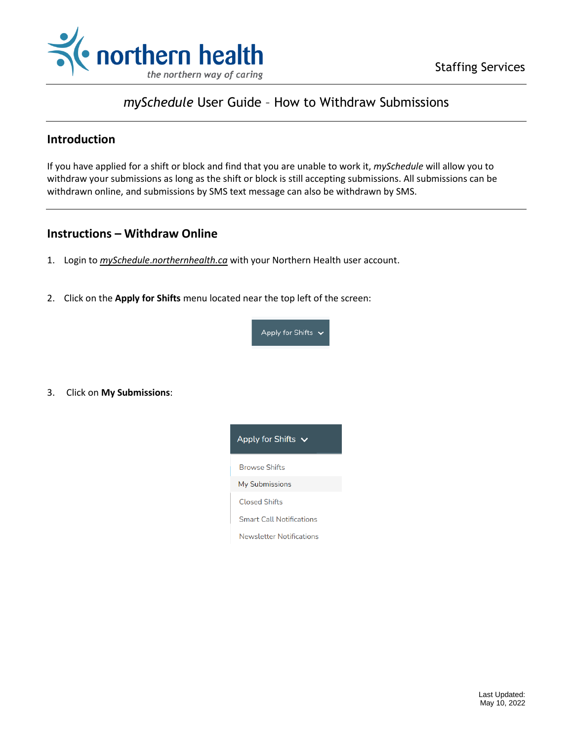Staffing Services

# *mySchedule* User Guide – How to Withdraw Submissions

## Introduction

If you have applied for a shift or block and find that you are unable to work it, *mySchedule* will allow you to withdraw your submissions as long as the shift or block is still accepting submissions. All submissions can be withdrawn online, and submissions by SMS text message can also be withdrawn by SMS.

## Instructions – Withdraw Online

1. Login to *mySchedule.northernhealth.ca* with your Northern Health user account.

2. Click on the **Apply for Shifts** menu located near the top left of the screen:

3. Click on **My Submissions**:

Last Updated:
May 10, 2022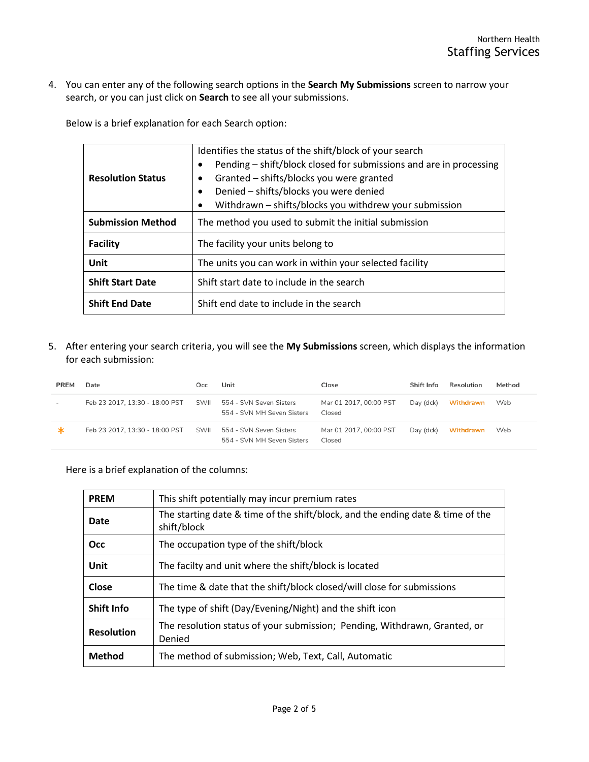4. You can enter any of the following search options in the **Search My Submissions** screen to narrow your search, or you can just click on **Search** to see all your submissions.

   Below is a brief explanation for each Search option:

| | |
|---|---|
| **Resolution Status** | Identifies the status of the shift/block of your search<br>• Pending – shift/block closed for submissions and are in processing<br>• Granted – shifts/blocks you were granted<br>• Denied – shifts/blocks you were denied<br>• Withdrawn – shifts/blocks you withdrew your submission |
| **Submission Method** | The method you used to submit the initial submission |
| **Facility** | The facility your units belong to |
| **Unit** | The units you can work in within your selected facility |
| **Shift Start Date** | Shift start date to include in the search |
| **Shift End Date** | Shift end date to include in the search |

5. After entering your search criteria, you will see the **My Submissions** screen, which displays the information for each submission:

| PREM | Date | Occ | Unit | Close | Shift Info | Resolution | Method |
|---|---|---|---|---|---|---|---|
| - | Feb 23 2017, 13:30 - 18:00 PST | SWII | 554 - SVN Seven Sisters<br>554 - SVN MH Seven Sisters | Mar 01 2017, 00:00 PST<br>Closed | Day (dck) | Withdrawn | Web |
| * | Feb 23 2017, 13:30 - 18:00 PST | SWII | 554 - SVN Seven Sisters<br>554 - SVN MH Seven Sisters | Mar 01 2017, 00:00 PST<br>Closed | Day (dck) | Withdrawn | Web |

   Here is a brief explanation of the columns:

| | |
|---|---|
| **PREM** | This shift potentially may incur premium rates |
| **Date** | The starting date & time of the shift/block, and the ending date & time of the shift/block |
| **Occ** | The occupation type of the shift/block |
| **Unit** | The facilty and unit where the shift/block is located |
| **Close** | The time & date that the shift/block closed/will close for submissions |
| **Shift Info** | The type of shift (Day/Evening/Night) and the shift icon |
| **Resolution** | The resolution status of your submission; Pending, Withdrawn, Granted, or Denied |
| **Method** | The method of submission; Web, Text, Call, Automatic |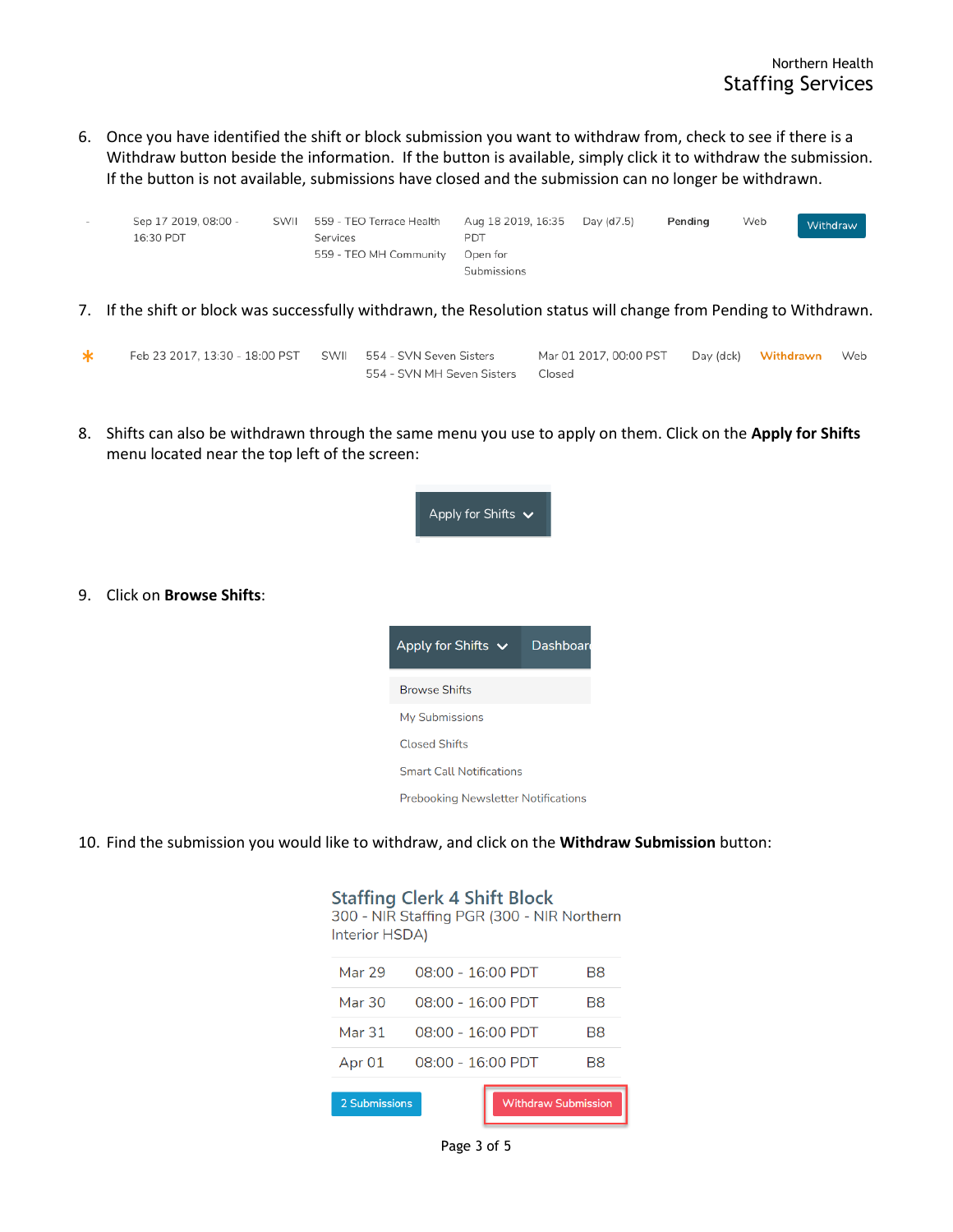6. Once you have identified the shift or block submission you want to withdraw from, check to see if there is a Withdraw button beside the information. If the button is available, simply click it to withdraw the submission. If the button is not available, submissions have closed and the submission can no longer be withdrawn.

| - | Sep 17 2019, 08:00 - 16:30 PDT | SWII | 559 - TEO Terrace Health Services<br>559 - TEO MH Community | Aug 18 2019, 16:35 PDT<br>Open for Submissions | Day (d7.5) | Pending | Web | Withdraw |
|---|---|---|---|---|---|---|---|---|

7. If the shift or block was successfully withdrawn, the Resolution status will change from Pending to Withdrawn.

| * | Feb 23 2017, 13:30 - 18:00 PST | SWII | 554 - SVN Seven Sisters<br>554 - SVN MH Seven Sisters | Mar 01 2017, 00:00 PST<br>Closed | Day (dck) | Withdrawn | Web |
|---|---|---|---|---|---|---|---|

8. Shifts can also be withdrawn through the same menu you use to apply on them. Click on the **Apply for Shifts** menu located near the top left of the screen:

Apply for Shifts

9. Click on **Browse Shifts**:

Apply for Shifts | Dashboard

- Browse Shifts
- My Submissions
- Closed Shifts
- Smart Call Notifications
- Prebooking Newsletter Notifications

10. Find the submission you would like to withdraw, and click on the **Withdraw Submission** button:

**Staffing Clerk 4 Shift Block**
300 - NIR Staffing PGR (300 - NIR Northern Interior HSDA)

| Mar 29 | 08:00 - 16:00 PDT | B8 |
|---|---|---|
| Mar 30 | 08:00 - 16:00 PDT | B8 |
| Mar 31 | 08:00 - 16:00 PDT | B8 |
| Apr 01 | 08:00 - 16:00 PDT | B8 |

2 Submissions | Withdraw Submission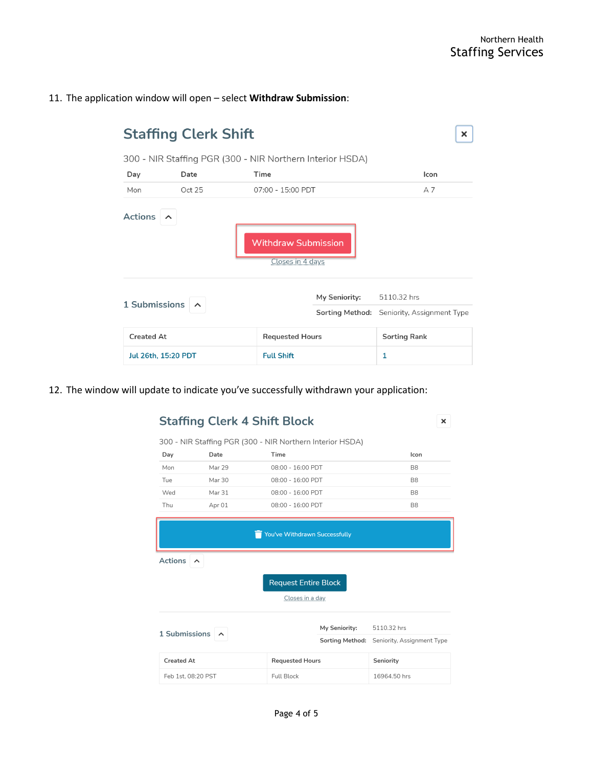11. The application window will open – select **Withdraw Submission**:

## Staffing Clerk Shift

300 - NIR Staffing PGR (300 - NIR Northern Interior HSDA)

| Day | Date | Time | Icon |
|---|---|---|---|
| Mon | Oct 25 | 07:00 - 15:00 PDT | A 7 |

Actions

Withdraw Submission

Closes in 4 days

1 Submissions

| My Seniority: | 5110.32 hrs |
|---|---|
| Sorting Method: | Seniority, Assignment Type |

| Created At | Requested Hours | Sorting Rank |
|---|---|---|
| Jul 26th, 15:20 PDT | Full Shift | 1 |

12. The window will update to indicate you've successfully withdrawn your application:

## Staffing Clerk 4 Shift Block

300 - NIR Staffing PGR (300 - NIR Northern Interior HSDA)

| Day | Date | Time | Icon |
|---|---|---|---|
| Mon | Mar 29 | 08:00 - 16:00 PDT | B8 |
| Tue | Mar 30 | 08:00 - 16:00 PDT | B8 |
| Wed | Mar 31 | 08:00 - 16:00 PDT | B8 |
| Thu | Apr 01 | 08:00 - 16:00 PDT | B8 |

You've Withdrawn Successfully

Actions

Request Entire Block

Closes in a day

1 Submissions

| My Seniority: | 5110.32 hrs |
|---|---|
| Sorting Method: | Seniority, Assignment Type |

| Created At | Requested Hours | Seniority |
|---|---|---|
| Feb 1st, 08:20 PST | Full Block | 16964.50 hrs |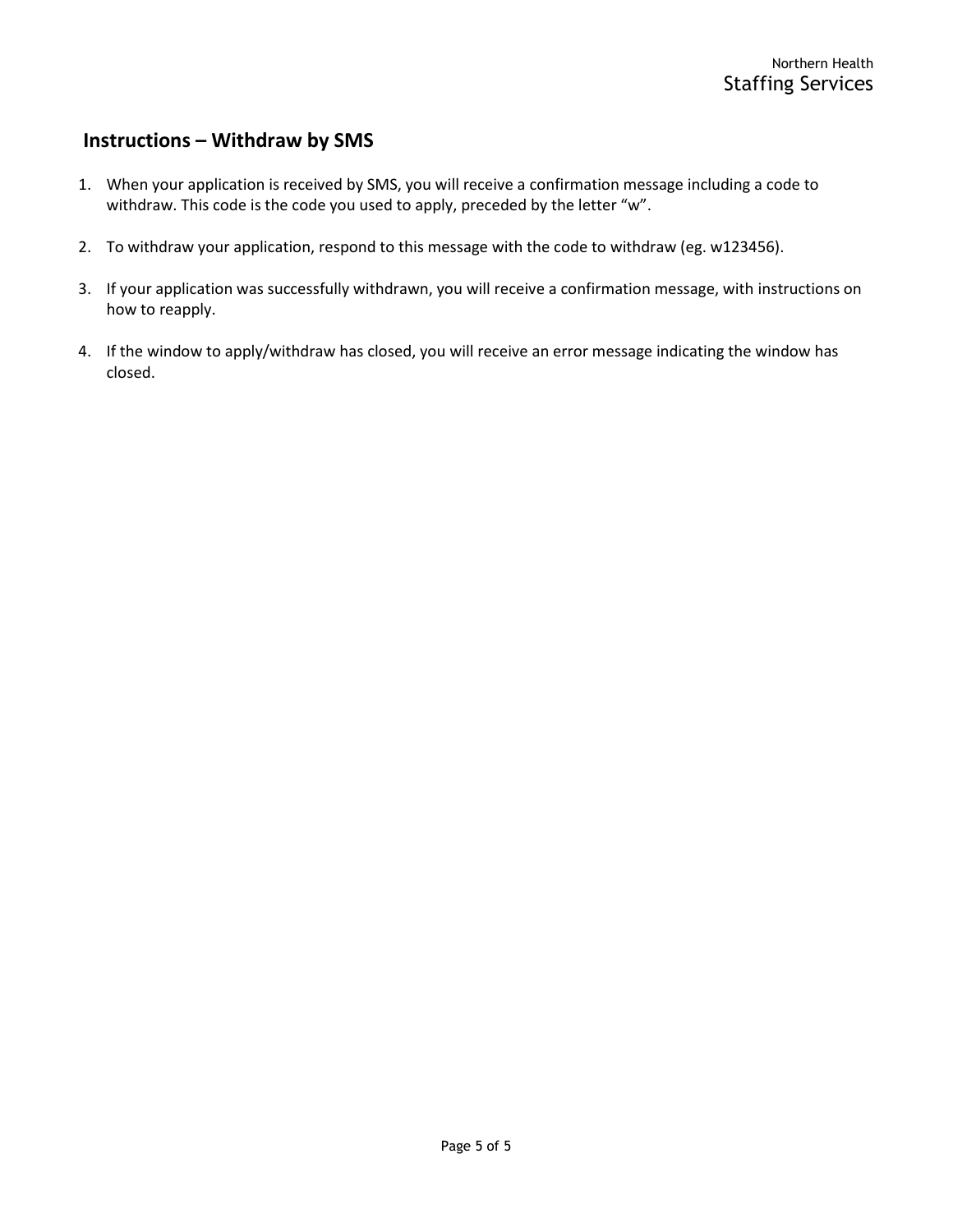## Instructions – Withdraw by SMS

1. When your application is received by SMS, you will receive a confirmation message including a code to withdraw. This code is the code you used to apply, preceded by the letter “w”.

2. To withdraw your application, respond to this message with the code to withdraw (eg. w123456).

3. If your application was successfully withdrawn, you will receive a confirmation message, with instructions on how to reapply.

4. If the window to apply/withdraw has closed, you will receive an error message indicating the window has closed.